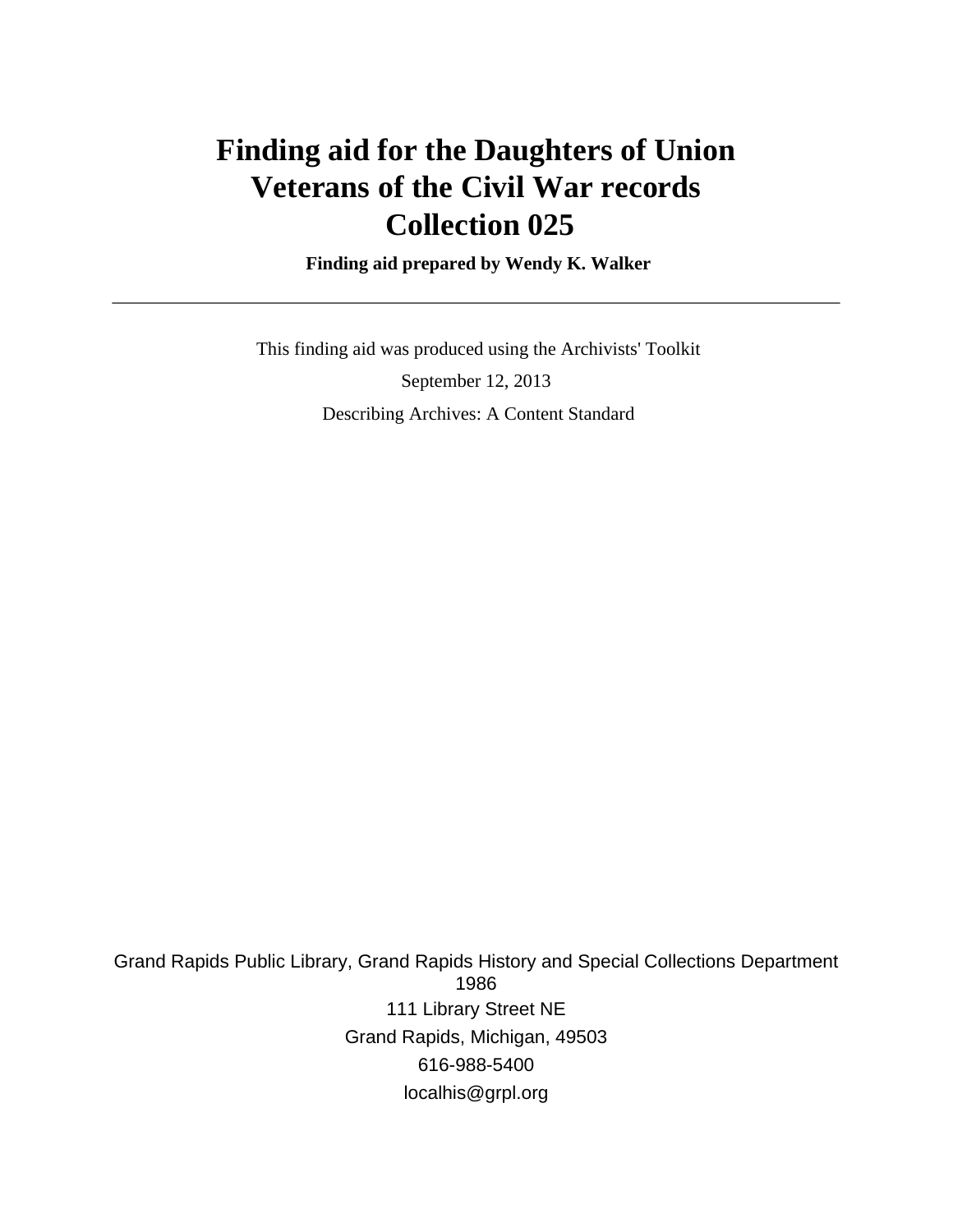# Finding aid for the Daughters of Union Veterans of the Civil War records Collection 025

**Finding aid prepared by Wendy K. Walker**

---

This finding aid was produced using the Archivists' Toolkit

September 12, 2013

Describing Archives: A Content Standard

Grand Rapids Public Library, Grand Rapids History and Special Collections Department
1986

111 Library Street NE

Grand Rapids, Michigan, 49503

616-988-5400

localhis@grpl.org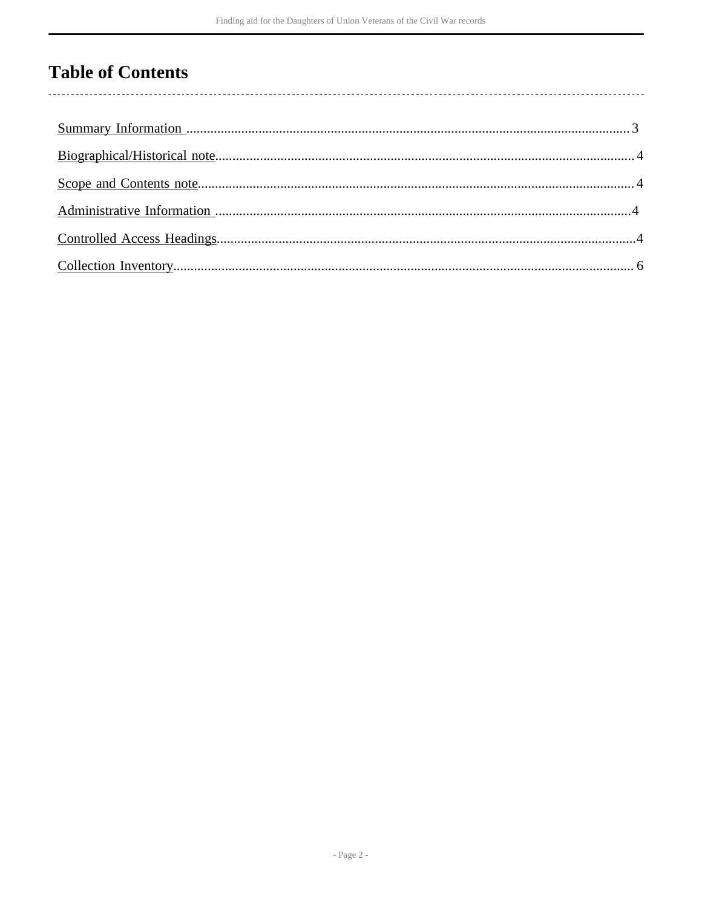# Table of Contents

Summary Information ................................................................................................................................3

Biographical/Historical note........................................................................................................................ 4

Scope and Contents note............................................................................................................................. 4

Administrative Information .......................................................................................................................4

Controlled Access Headings.........................................................................................................................4

Collection Inventory..................................................................................................................................... 6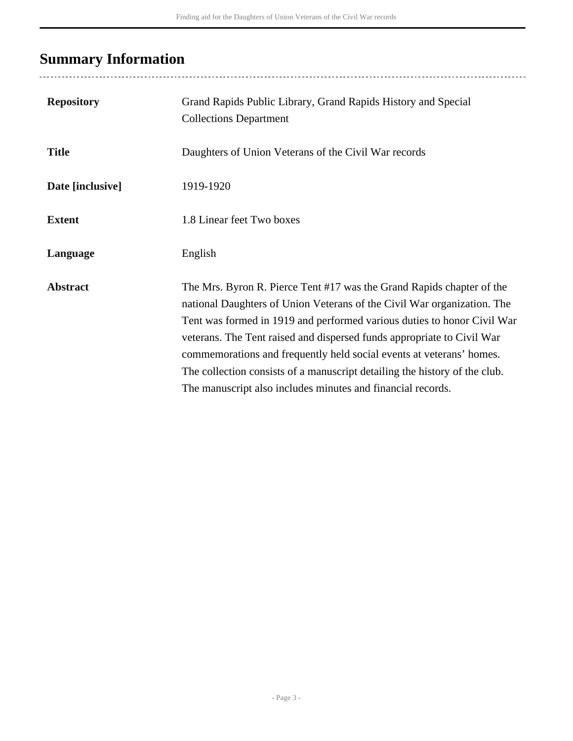## Summary Information

| | |
|---|---|
| **Repository** | Grand Rapids Public Library, Grand Rapids History and Special Collections Department |
| **Title** | Daughters of Union Veterans of the Civil War records |
| **Date [inclusive]** | 1919-1920 |
| **Extent** | 1.8 Linear feet Two boxes |
| **Language** | English |
| **Abstract** | The Mrs. Byron R. Pierce Tent #17 was the Grand Rapids chapter of the national Daughters of Union Veterans of the Civil War organization. The Tent was formed in 1919 and performed various duties to honor Civil War veterans. The Tent raised and dispersed funds appropriate to Civil War commemorations and frequently held social events at veterans' homes. The collection consists of a manuscript detailing the history of the club. The manuscript also includes minutes and financial records. |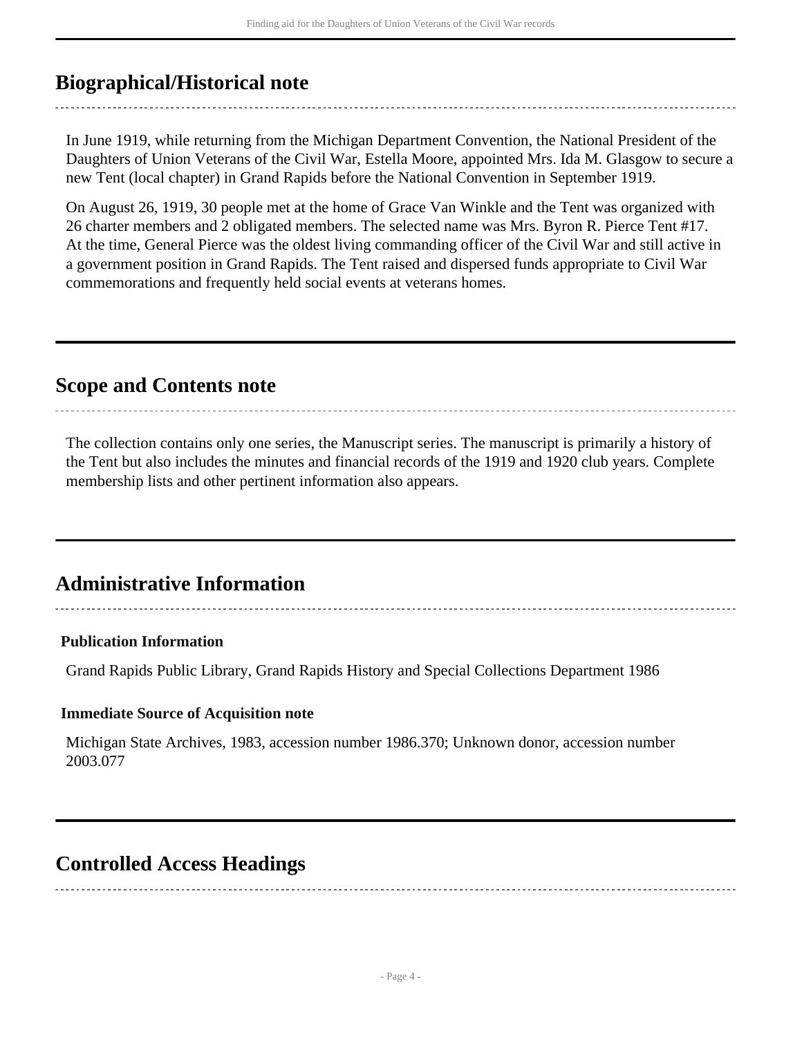## Biographical/Historical note

In June 1919, while returning from the Michigan Department Convention, the National President of the Daughters of Union Veterans of the Civil War, Estella Moore, appointed Mrs. Ida M. Glasgow to secure a new Tent (local chapter) in Grand Rapids before the National Convention in September 1919.

On August 26, 1919, 30 people met at the home of Grace Van Winkle and the Tent was organized with 26 charter members and 2 obligated members. The selected name was Mrs. Byron R. Pierce Tent #17. At the time, General Pierce was the oldest living commanding officer of the Civil War and still active in a government position in Grand Rapids. The Tent raised and dispersed funds appropriate to Civil War commemorations and frequently held social events at veterans homes.

## Scope and Contents note

The collection contains only one series, the Manuscript series. The manuscript is primarily a history of the Tent but also includes the minutes and financial records of the 1919 and 1920 club years. Complete membership lists and other pertinent information also appears.

## Administrative Information

### Publication Information

Grand Rapids Public Library, Grand Rapids History and Special Collections Department 1986

### Immediate Source of Acquisition note

Michigan State Archives, 1983, accession number 1986.370; Unknown donor, accession number 2003.077

## Controlled Access Headings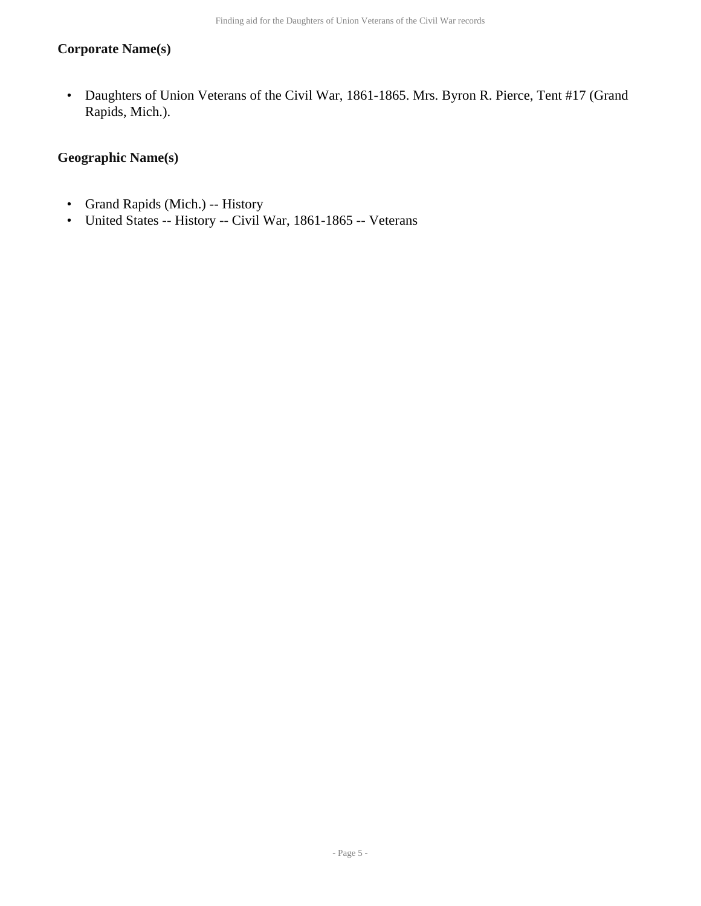### Corporate Name(s)

- Daughters of Union Veterans of the Civil War, 1861-1865. Mrs. Byron R. Pierce, Tent #17 (Grand Rapids, Mich.).

### Geographic Name(s)

- Grand Rapids (Mich.) -- History
- United States -- History -- Civil War, 1861-1865 -- Veterans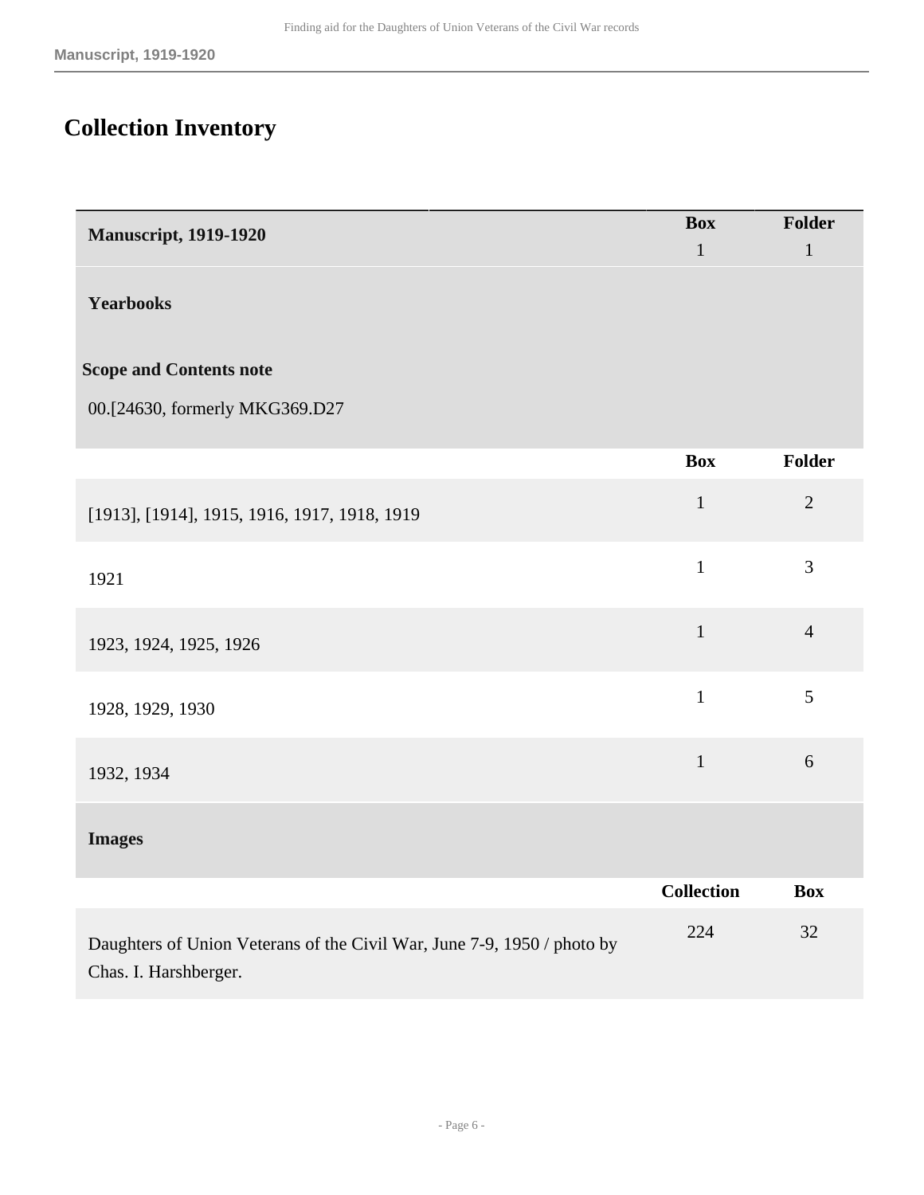# Collection Inventory

| Manuscript, 1919-1920 | Box | Folder |
|---|---|---|
| | 1 | 1 |

### Yearbooks

**Scope and Contents note**

00.[24630, formerly MKG369.D27

| | Box | Folder |
|---|---|---|
| [1913], [1914], 1915, 1916, 1917, 1918, 1919 | 1 | 2 |
| 1921 | 1 | 3 |
| 1923, 1924, 1925, 1926 | 1 | 4 |
| 1928, 1929, 1930 | 1 | 5 |
| 1932, 1934 | 1 | 6 |

### Images

| | Collection | Box |
|---|---|---|
| Daughters of Union Veterans of the Civil War, June 7-9, 1950 / photo by Chas. I. Harshberger. | 224 | 32 |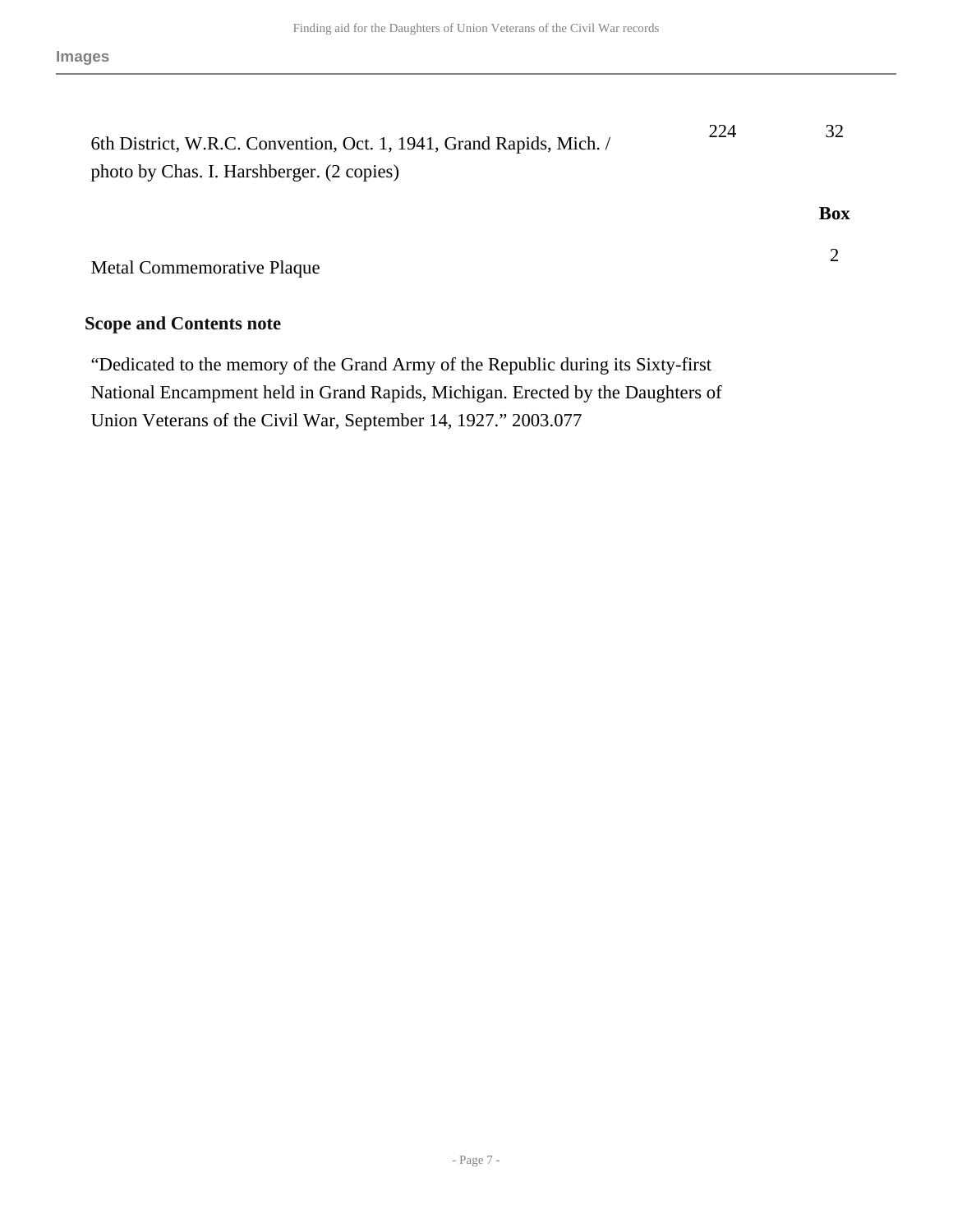| | | |
|---|---|---|
| 6th District, W.R.C. Convention, Oct. 1, 1941, Grand Rapids, Mich. / photo by Chas. I. Harshberger. (2 copies) | 224 | 32 |

| | **Box** |
|---|---|
| Metal Commemorative Plaque | 2 |

**Scope and Contents note**

"Dedicated to the memory of the Grand Army of the Republic during its Sixty-first National Encampment held in Grand Rapids, Michigan. Erected by the Daughters of Union Veterans of the Civil War, September 14, 1927." 2003.077